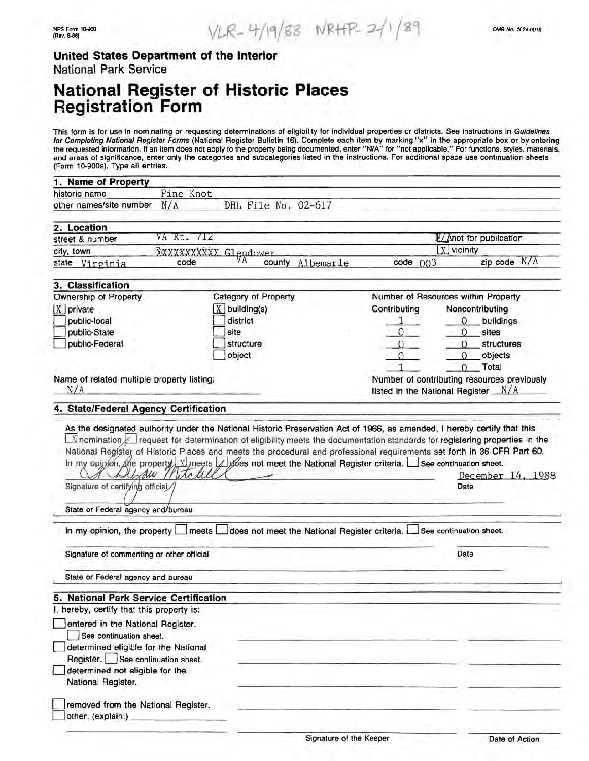NPS Form 10-900
(Rev. 8-86)

VLR- 4/19/88 NRHP- 2/1/89

OMB No. 1024-0018

**United States Department of the Interior**
National Park Service

# National Register of Historic Places Registration Form

This form is for use in nominating or requesting determinations of eligibility for individual properties or districts. See instructions in *Guidelines for Completing National Register Forms* (National Register Bulletin 16). Complete each item by marking "x" in the appropriate box or by entering the requested information. If an item does not apply to the property being documented, enter "N/A" for "not applicable." For functions, styles, materials, and areas of significance, enter only the categories and subcategories listed in the instructions. For additional space use continuation sheets (Form 10-900a). Type all entries.

## 1. Name of Property

historic name: Pine Knot

other names/site number: N/A DHL File No. 02-617

## 2. Location

street & number: VA Rt. 712 — N/A not for publication

city, town: XXXXXXXXXX Glendower — [X] vicinity

state: Virginia code: VA county: Albemarle code: 003 zip code: N/A

## 3. Classification

| Ownership of Property | Category of Property | Number of Resources within Property | | |
|---|---|---|---|---|
| | | Contributing | Noncontributing | |
| [X] private | [X] building(s) | 1 | 0 | buildings |
| [ ] public-local | [ ] district | 0 | 0 | sites |
| [ ] public-State | [ ] site | 0 | 0 | structures |
| [ ] public-Federal | [ ] structure | 0 | 0 | objects |
| | [ ] object | 1 | 0 | Total |

Name of related multiple property listing: N/A

Number of contributing resources previously listed in the National Register: N/A

## 4. State/Federal Agency Certification

As the designated authority under the National Historic Preservation Act of 1966, as amended, I hereby certify that this [X] nomination [ ] request for determination of eligibility meets the documentation standards for registering properties in the National Register of Historic Places and meets the procedural and professional requirements set forth in 36 CFR Part 60. In my opinion, the property [X] meets [ ] does not meet the National Register criteria. [ ] See continuation sheet.

Signature of certifying official: H. Bryan Mitchell — Date: December 14, 1988

State or Federal agency and bureau

In my opinion, the property [ ] meets [ ] does not meet the National Register criteria. [ ] See continuation sheet.

Signature of commenting or other official — Date

State or Federal agency and bureau

## 5. National Park Service Certification

I, hereby, certify that this property is:

- [ ] entered in the National Register. [ ] See continuation sheet.
- [ ] determined eligible for the National Register. [ ] See continuation sheet.
- [ ] determined not eligible for the National Register.
- [ ] removed from the National Register.
- [ ] other, (explain:) ____________

Signature of the Keeper — Date of Action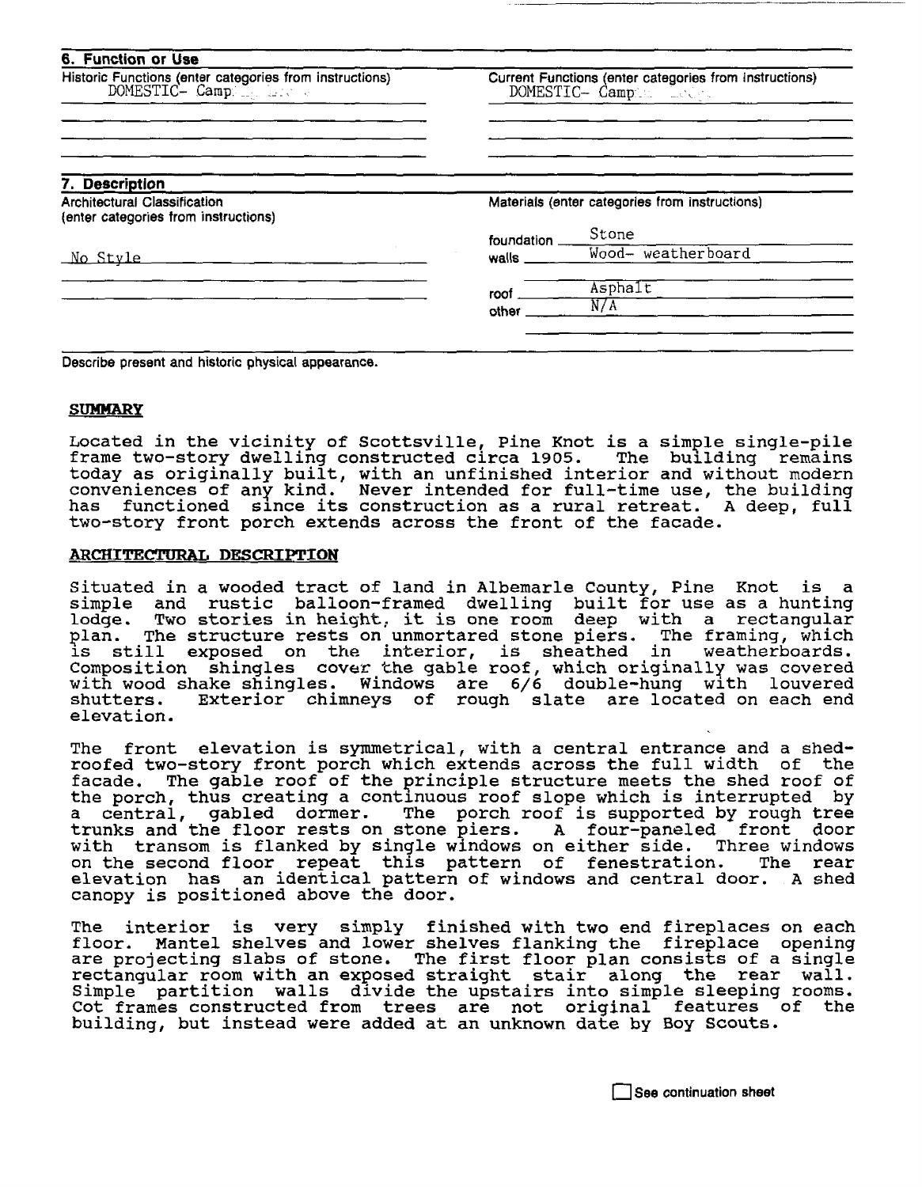## 6. Function or Use

| Historic Functions (enter categories from instructions) | Current Functions (enter categories from instructions) |
|---|---|
| DOMESTIC- Camp | DOMESTIC- Camp |

## 7. Description

| Architectural Classification (enter categories from instructions) | Materials (enter categories from instructions) | |
|---|---|---|
| No Style | foundation | Stone |
| | walls | Wood- weatherboard |
| | roof | Asphalt |
| | other | N/A |

Describe present and historic physical appearance.

### SUMMARY

Located in the vicinity of Scottsville, Pine Knot is a simple single-pile frame two-story dwelling constructed circa 1905. The building remains today as originally built, with an unfinished interior and without modern conveniences of any kind. Never intended for full-time use, the building has functioned since its construction as a rural retreat. A deep, full two-story front porch extends across the front of the facade.

### ARCHITECTURAL DESCRIPTION

Situated in a wooded tract of land in Albemarle County, Pine Knot is a simple and rustic balloon-framed dwelling built for use as a hunting lodge. Two stories in height, it is one room deep with a rectangular plan. The structure rests on unmortared stone piers. The framing, which is still exposed on the interior, is sheathed in weatherboards. Composition shingles cover the gable roof, which originally was covered with wood shake shingles. Windows are 6/6 double-hung with louvered shutters. Exterior chimneys of rough slate are located on each end elevation.

The front elevation is symmetrical, with a central entrance and a shed-roofed two-story front porch which extends across the full width of the facade. The gable roof of the principle structure meets the shed roof of the porch, thus creating a continuous roof slope which is interrupted by a central, gabled dormer. The porch roof is supported by rough tree trunks and the floor rests on stone piers. A four-paneled front door with transom is flanked by single windows on either side. Three windows on the second floor repeat this pattern of fenestration. The rear elevation has an identical pattern of windows and central door. A shed canopy is positioned above the door.

The interior is very simply finished with two end fireplaces on each floor. Mantel shelves and lower shelves flanking the fireplace opening are projecting slabs of stone. The first floor plan consists of a single rectangular room with an exposed straight stair along the rear wall. Simple partition walls divide the upstairs into simple sleeping rooms. Cot frames constructed from trees are not original features of the building, but instead were added at an unknown date by Boy Scouts.

☐ See continuation sheet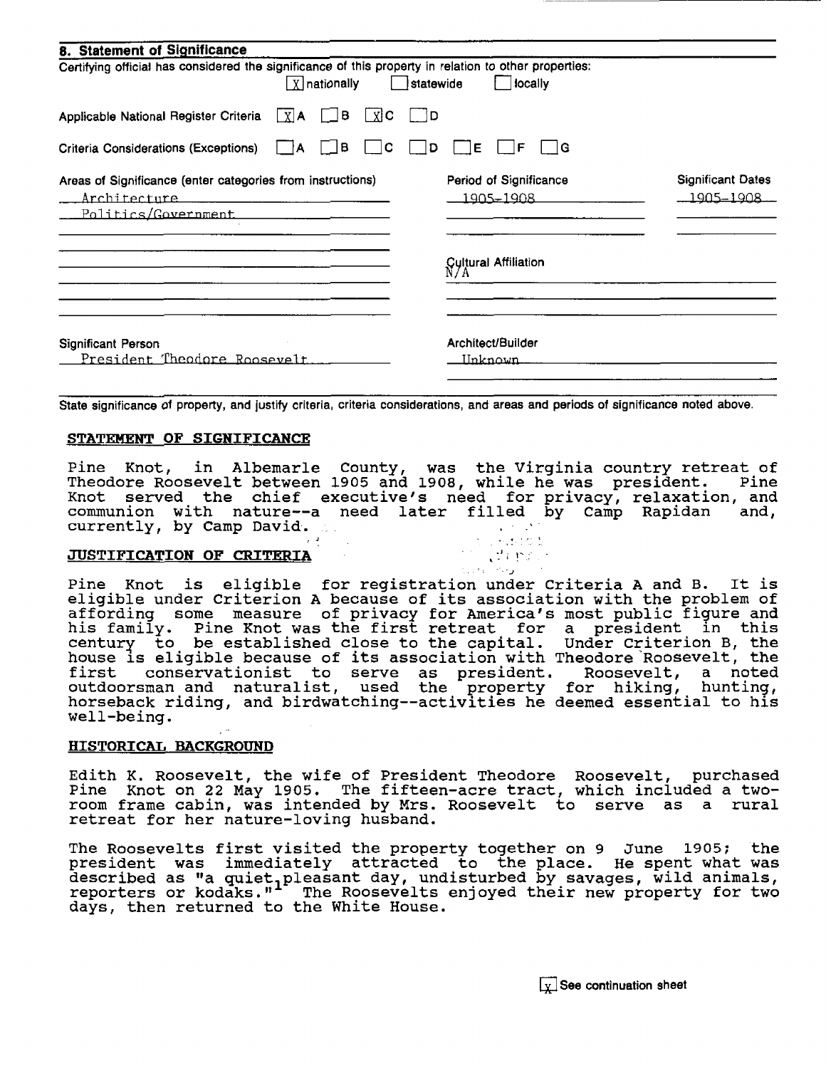## 8. Statement of Significance

Certifying official has considered the significance of this property in relation to other properties:
[X] nationally [ ] statewide [ ] locally

Applicable National Register Criteria [X] A [ ] B [X] C [ ] D

Criteria Considerations (Exceptions) [ ] A [ ] B [ ] C [ ] D [ ] E [ ] F [ ] G

| Areas of Significance (enter categories from instructions) | Period of Significance | Significant Dates |
|---|---|---|
| Architecture | 1905-1908 | 1905-1908 |
| Politics/Government | | |

Cultural Affiliation
N/A

Significant Person
President Theodore Roosevelt

Architect/Builder
Unknown

State significance of property, and justify criteria, criteria considerations, and areas and periods of significance noted above.

### STATEMENT OF SIGNIFICANCE

Pine Knot, in Albemarle County, was the Virginia country retreat of Theodore Roosevelt between 1905 and 1908, while he was president. Pine Knot served the chief executive's need for privacy, relaxation, and communion with nature--a need later filled by Camp Rapidan and, currently, by Camp David.

### JUSTIFICATION OF CRITERIA

Pine Knot is eligible for registration under Criteria A and B. It is eligible under Criterion A because of its association with the problem of affording some measure of privacy for America's most public figure and his family. Pine Knot was the first retreat for a president in this century to be established close to the capital. Under Criterion B, the house is eligible because of its association with Theodore Roosevelt, the first conservationist to serve as president. Roosevelt, a noted outdoorsman and naturalist, used the property for hiking, hunting, horseback riding, and birdwatching--activities he deemed essential to his well-being.

### HISTORICAL BACKGROUND

Edith K. Roosevelt, the wife of President Theodore Roosevelt, purchased Pine Knot on 22 May 1905. The fifteen-acre tract, which included a two-room frame cabin, was intended by Mrs. Roosevelt to serve as a rural retreat for her nature-loving husband.

The Roosevelts first visited the property together on 9 June 1905; the president was immediately attracted to the place. He spent what was described as "a quiet, pleasant day, undisturbed by savages, wild animals, reporters or kodaks."[1] The Roosevelts enjoyed their new property for two days, then returned to the White House.

[X] See continuation sheet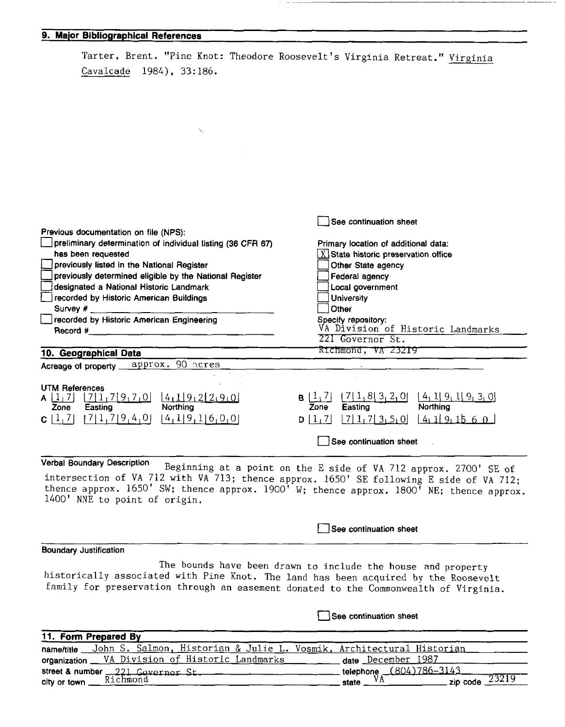## 9. Major Bibliographical References

Tarter, Brent. "Pine Knot: Theodore Roosevelt's Virginia Retreat." Virginia Cavalcade 1984), 33:186.

☐ See continuation sheet

Previous documentation on file (NPS):

- ☐ preliminary determination of individual listing (36 CFR 67) has been requested
- ☐ previously listed in the National Register
- ☐ previously determined eligible by the National Register
- ☐ designated a National Historic Landmark
- ☐ recorded by Historic American Buildings Survey # ______
- ☐ recorded by Historic American Engineering Record # ______

Primary location of additional data:

- [X] State historic preservation office
- ☐ Other State agency
- ☐ Federal agency
- ☐ Local government
- ☐ University
- ☐ Other

Specify repository:
VA Division of Historic Landmarks
221 Governor St.
Richmond, VA 23219

## 10. Geographical Data

Acreage of property approx. 90 acres

UTM References

| | Zone | Easting | Northing |
|---|---|---|---|
| A | 17 | 717970 | 4192290 |
| B | 17 | 718320 | 4191930 |
| C | 17 | 717940 | 4191600 |
| D | 17 | 717350 | 4191560 |

☐ See continuation sheet

**Verbal Boundary Description** Beginning at a point on the E side of VA 712 approx. 2700' SE of intersection of VA 712 with VA 713; thence approx. 1650' SE following E side of VA 712; thence approx. 1650' SW; thence approx. 1900' W; thence approx. 1800' NE; thence approx. 1400' NNE to point of origin.

☐ See continuation sheet

**Boundary Justification**

The bounds have been drawn to include the house and property historically associated with Pine Knot. The land has been acquired by the Roosevelt family for preservation through an easement donated to the Commonwealth of Virginia.

☐ See continuation sheet

## 11. Form Prepared By

name/title John S. Salmon, Historian & Julie L. Vosmik, Architectural Historian
organization VA Division of Historic Landmarks date December 1987
street & number 221 Governor St. telephone (804)786-3143
city or town Richmond state VA zip code 23219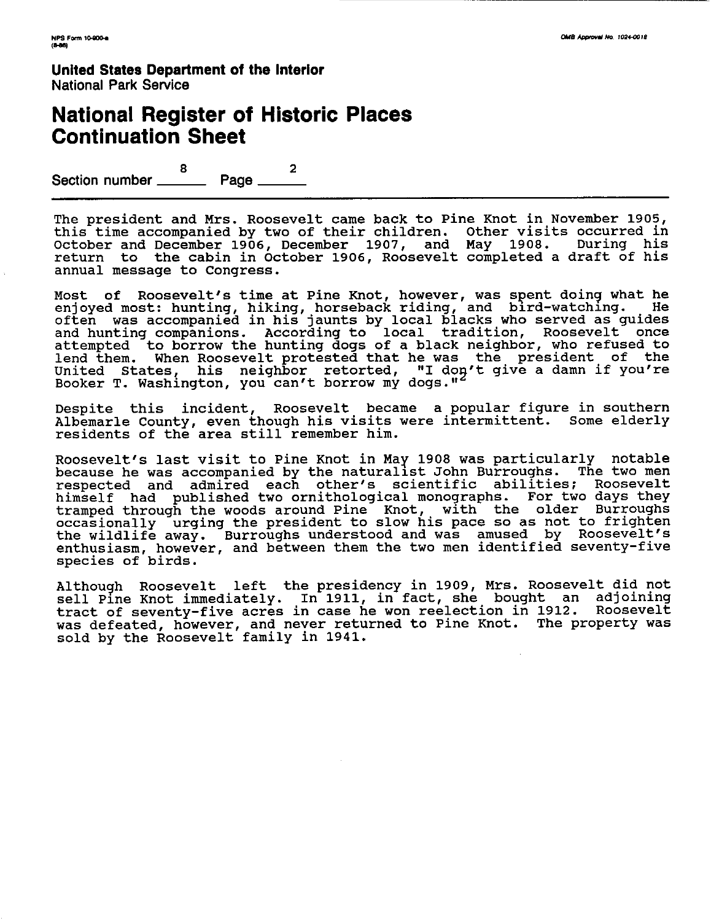NPS Form 10-900-a
(8-86)

OMB Approval No. 1024-0018

**United States Department of the Interior**
National Park Service

# National Register of Historic Places Continuation Sheet

Section number 8 Page 2

The president and Mrs. Roosevelt came back to Pine Knot in November 1905, this time accompanied by two of their children. Other visits occurred in October and December 1906, December 1907, and May 1908. During his return to the cabin in October 1906, Roosevelt completed a draft of his annual message to Congress.

Most of Roosevelt's time at Pine Knot, however, was spent doing what he enjoyed most: hunting, hiking, horseback riding, and bird-watching. He often was accompanied in his jaunts by local blacks who served as guides and hunting companions. According to local tradition, Roosevelt once attempted to borrow the hunting dogs of a black neighbor, who refused to lend them. When Roosevelt protested that he was the president of the United States, his neighbor retorted, "I don't give a damn if you're Booker T. Washington, you can't borrow my dogs."[2]

Despite this incident, Roosevelt became a popular figure in southern Albemarle County, even though his visits were intermittent. Some elderly residents of the area still remember him.

Roosevelt's last visit to Pine Knot in May 1908 was particularly notable because he was accompanied by the naturalist John Burroughs. The two men respected and admired each other's scientific abilities; Roosevelt himself had published two ornithological monographs. For two days they tramped through the woods around Pine Knot, with the older Burroughs occasionally urging the president to slow his pace so as not to frighten the wildlife away. Burroughs understood and was amused by Roosevelt's enthusiasm, however, and between them the two men identified seventy-five species of birds.

Although Roosevelt left the presidency in 1909, Mrs. Roosevelt did not sell Pine Knot immediately. In 1911, in fact, she bought an adjoining tract of seventy-five acres in case he won reelection in 1912. Roosevelt was defeated, however, and never returned to Pine Knot. The property was sold by the Roosevelt family in 1941.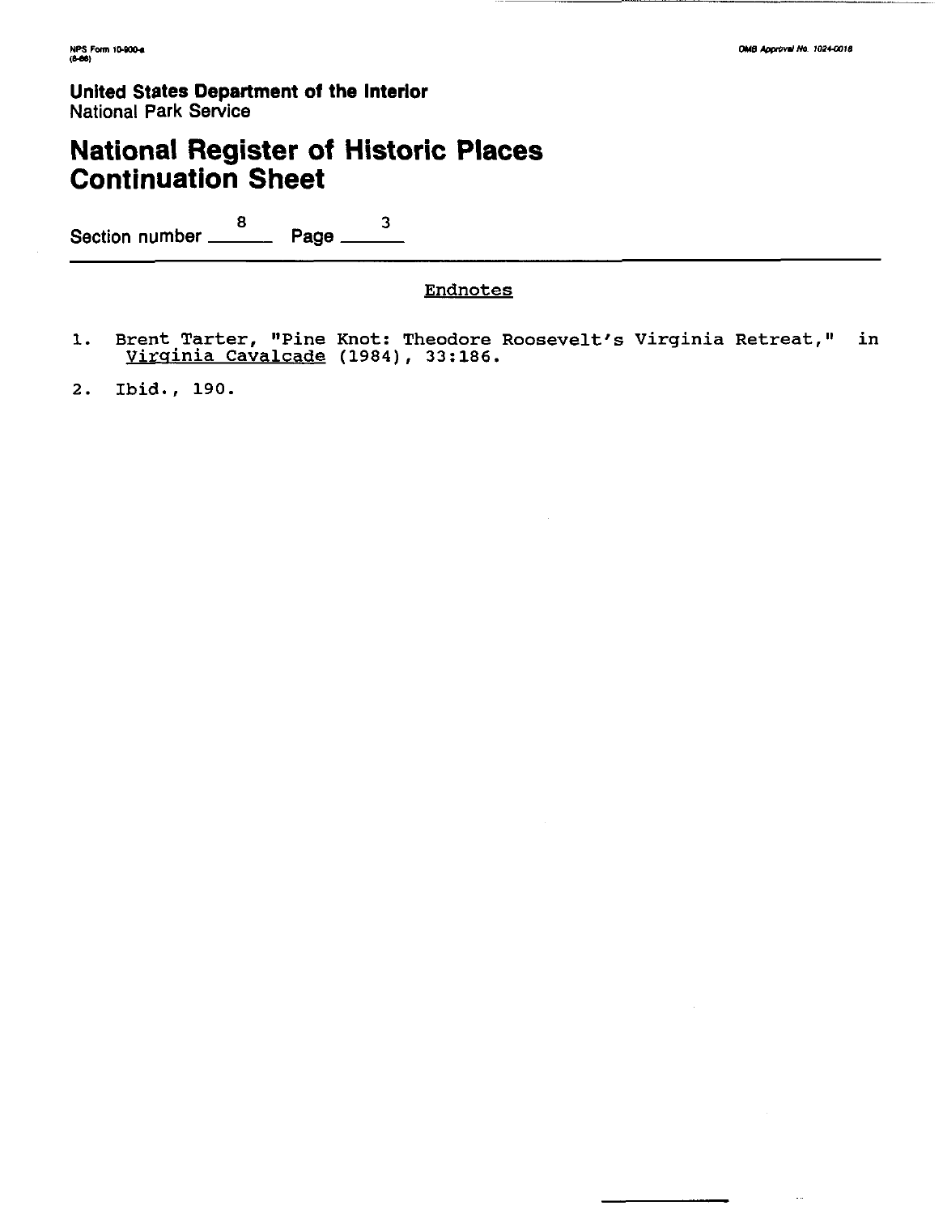United States Department of the Interior
National Park Service

# National Register of Historic Places Continuation Sheet

Section number 8 Page 3

## Endnotes

1. Brent Tarter, "Pine Knot: Theodore Roosevelt's Virginia Retreat," in Virginia Cavalcade (1984), 33:186.
2. Ibid., 190.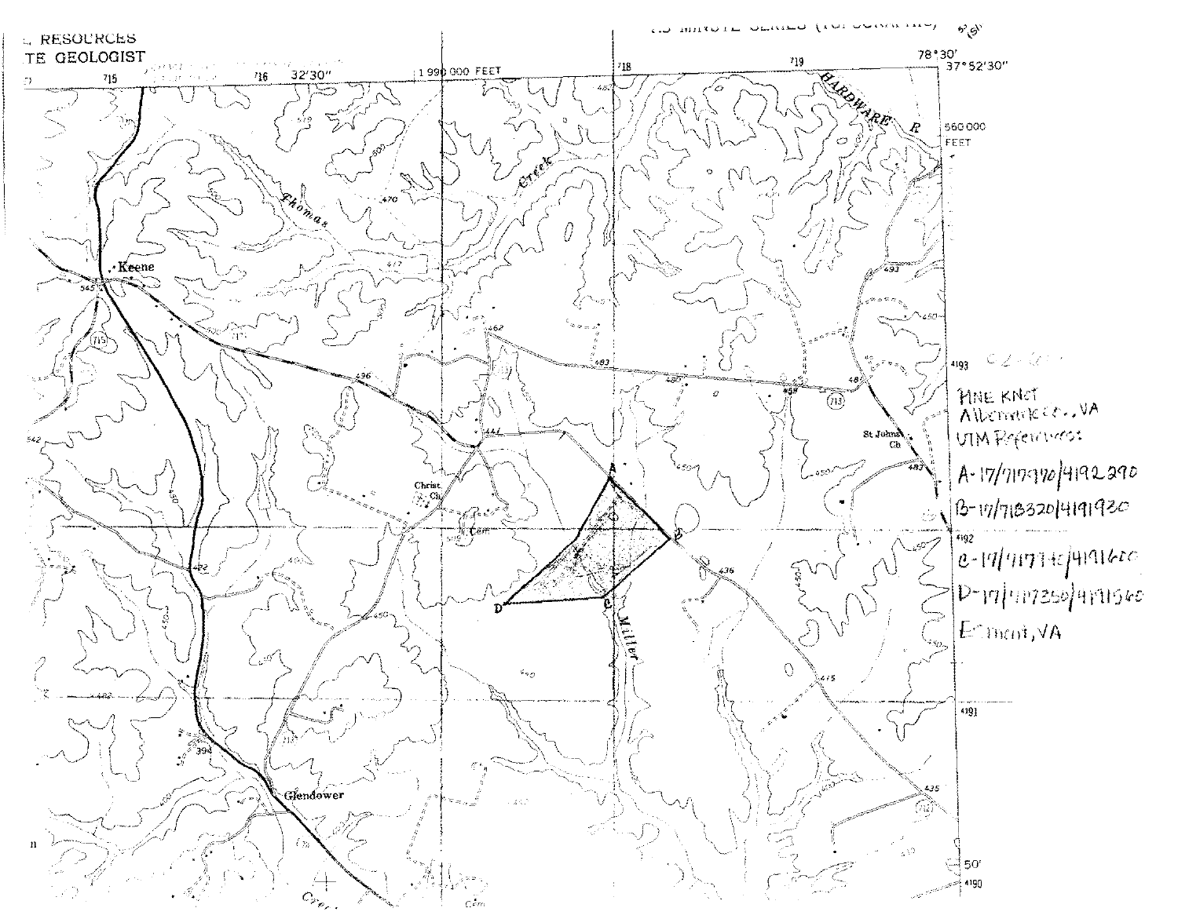RESOURCES
TE GEOLOGIST

7.5 MINUTE SERIES (TOPOGRAPHIC)

78°30'
37°52'30"

32'30"

1 990 000 FEET

560 000 FEET

PINE KNOT
Albemarle Co., VA
UTM References:
A-17/717970/4192290
B-17/718320/4191930
C-17/717745/4191600
D-17/717350/4191560
Esmont, VA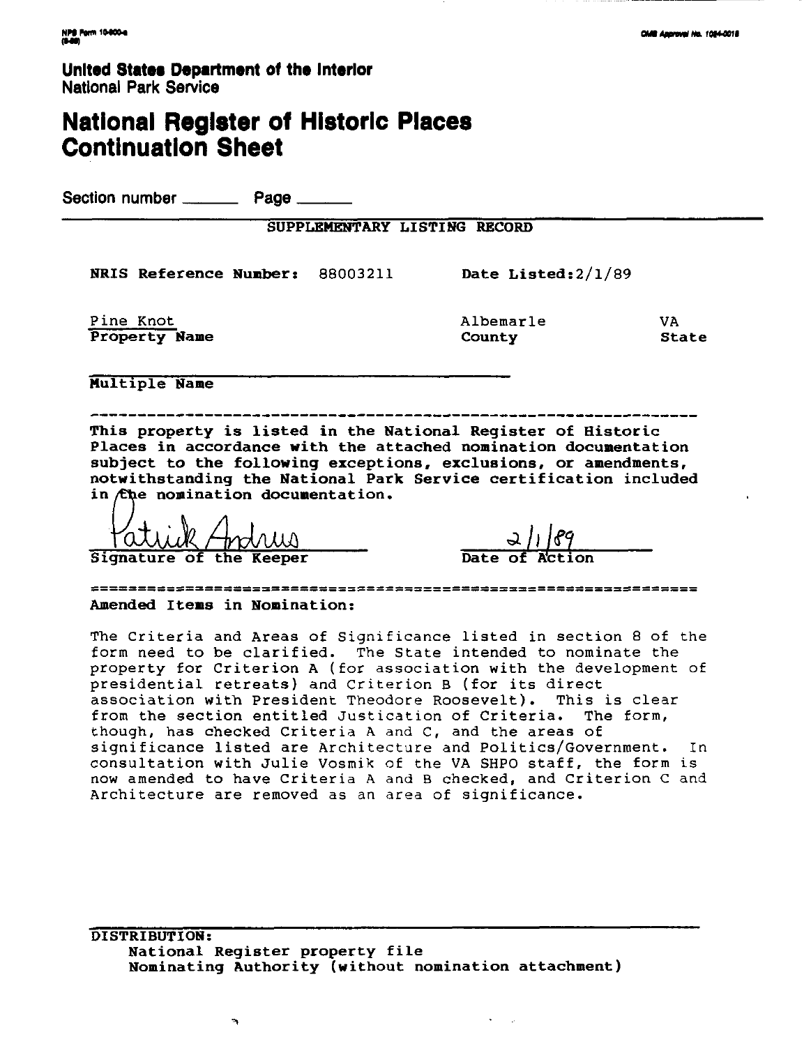NPS Form 10-900-a
(8-86)

OMB Approval No. 1024-0018

**United States Department of the Interior**
National Park Service

# National Register of Historic Places Continuation Sheet

Section number _______ Page _______

SUPPLEMENTARY LISTING RECORD

**NRIS Reference Number:** 88003211 **Date Listed:** 2/1/89

| | | |
|---|---|---|
| Pine Knot | Albemarle | VA |
| **Property Name** | **County** | **State** |

_______________________________
**Multiple Name**

---

**This property is listed in the National Register of Historic Places in accordance with the attached nomination documentation subject to the following exceptions, exclusions, or amendments, notwithstanding the National Park Service certification included in the nomination documentation.**

Patrick Andrus
**Signature of the Keeper**

2/1/89
**Date of Action**

---

**Amended Items in Nomination:**

The Criteria and Areas of Significance listed in section 8 of the form need to be clarified. The State intended to nominate the property for Criterion A (for association with the development of presidential retreats) and Criterion B (for its direct association with President Theodore Roosevelt). This is clear from the section entitled Justication of Criteria. The form, though, has checked Criteria A and C, and the areas of significance listed are Architecture and Politics/Government. In consultation with Julie Vosmik of the VA SHPO staff, the form is now amended to have Criteria A and B checked, and Criterion C and Architecture are removed as an area of significance.

---

**DISTRIBUTION:**
- National Register property file
- Nominating Authority (without nomination attachment)